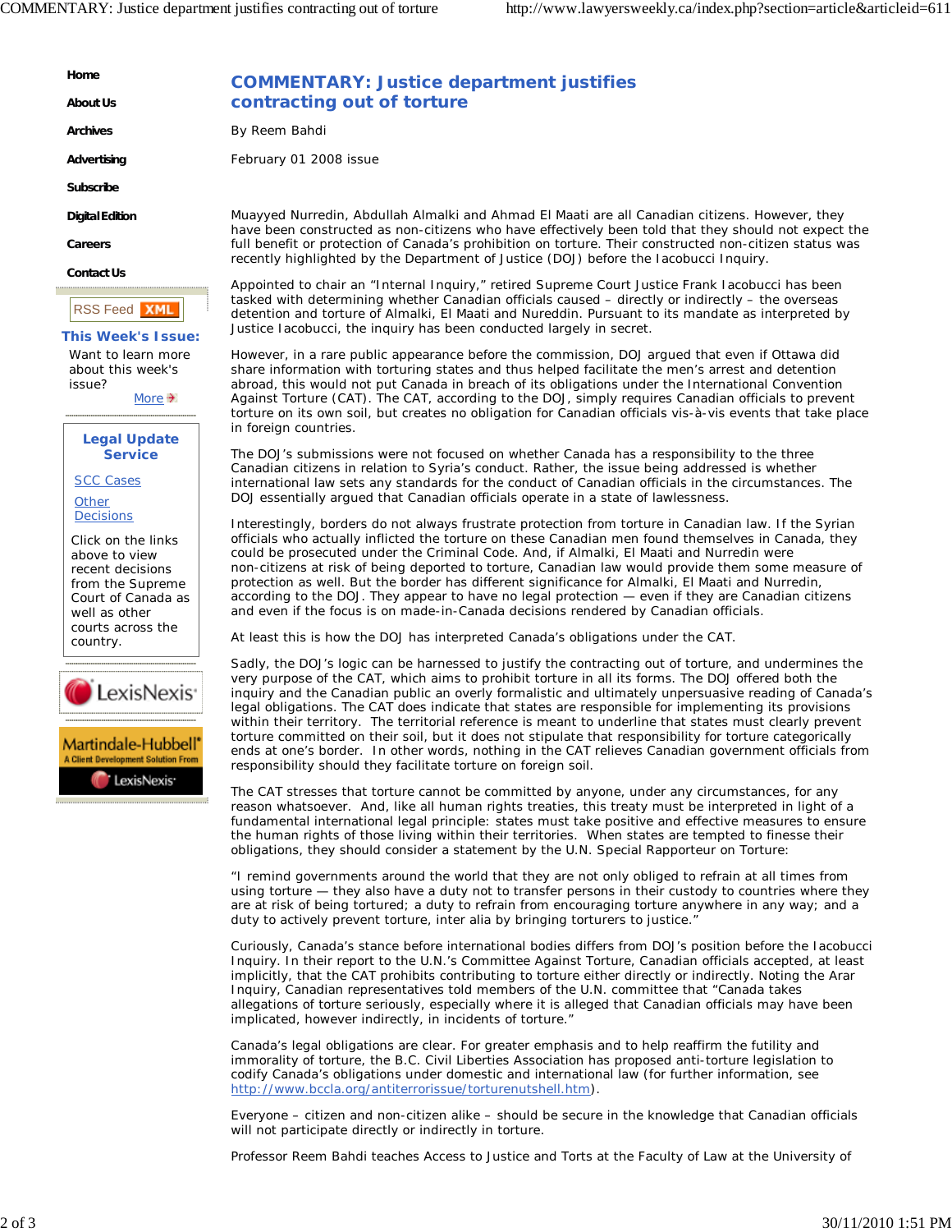# COMMENTARY: Justice department justifies contracting out of torture

By Reem Bahdi

February 01 2008 issue

Muayyed Nurredin, Abdullah Almalki and Ahmad El Maati are all Canadian citizens. However, they have been constructed as non-citizens who have effectively been told that they should not expect the full benefit or protection of Canada's prohibition on torture. Their constructed non-citizen status was recently highlighted by the Department of Justice (DOJ) before the Iacobucci Inquiry.

Appointed to chair an "Internal Inquiry," retired Supreme Court Justice Frank Iacobucci has been tasked with determining whether Canadian officials caused – directly or indirectly – the overseas detention and torture of Almalki, El Maati and Nureddin. Pursuant to its mandate as interpreted by Justice Iacobucci, the inquiry has been conducted largely in secret.

However, in a rare public appearance before the commission, DOJ argued that even if Ottawa did share information with torturing states and thus helped facilitate the men's arrest and detention abroad, this would not put Canada in breach of its obligations under the International Convention Against Torture (CAT). The CAT, according to the DOJ, simply requires Canadian officials to prevent torture on its own soil, but creates no obligation for Canadian officials vis-à-vis events that take place in foreign countries.

The DOJ's submissions were not focused on whether Canada has a responsibility to the three Canadian citizens in relation to Syria's conduct. Rather, the issue being addressed is whether international law sets any standards for the conduct of Canadian officials in the circumstances. The DOJ essentially argued that Canadian officials operate in a state of lawlessness.

Interestingly, borders do not always frustrate protection from torture in Canadian law. If the Syrian officials who actually inflicted the torture on these Canadian men found themselves in Canada, they could be prosecuted under the Criminal Code. And, if Almalki, El Maati and Nurredin were non-citizens at risk of being deported to torture, Canadian law would provide them some measure of protection as well. But the border has different significance for Almalki, El Maati and Nurredin, according to the DOJ. They appear to have no legal protection — even if they are Canadian citizens and even if the focus is on made-in-Canada decisions rendered by Canadian officials.

At least this is how the DOJ has interpreted Canada's obligations under the CAT.

Sadly, the DOJ's logic can be harnessed to justify the contracting out of torture, and undermines the very purpose of the CAT, which aims to prohibit torture in all its forms. The DOJ offered both the inquiry and the Canadian public an overly formalistic and ultimately unpersuasive reading of Canada's legal obligations. The CAT does indicate that states are responsible for implementing its provisions within their territory. The territorial reference is meant to underline that states must clearly prevent torture committed on their soil, but it does not stipulate that responsibility for torture categorically ends at one's border. In other words, nothing in the CAT relieves Canadian government officials from responsibility should they facilitate torture on foreign soil.

The CAT stresses that torture cannot be committed by anyone, under any circumstances, for any reason whatsoever. And, like all human rights treaties, this treaty must be interpreted in light of a fundamental international legal principle: states must take positive and effective measures to ensure the human rights of those living within their territories. When states are tempted to finesse their obligations, they should consider a statement by the U.N. Special Rapporteur on Torture:

"I remind governments around the world that they are not only obliged to refrain at all times from using torture — they also have a duty not to transfer persons in their custody to countries where they are at risk of being tortured; a duty to refrain from encouraging torture anywhere in any way; and a duty to actively prevent torture, inter alia by bringing torturers to justice."

Curiously, Canada's stance before international bodies differs from DOJ's position before the Iacobucci Inquiry. In their report to the U.N.'s Committee Against Torture, Canadian officials accepted, at least implicitly, that the CAT prohibits contributing to torture either directly or indirectly. Noting the Arar Inquiry, Canadian representatives told members of the U.N. committee that "Canada takes allegations of torture seriously, especially where it is alleged that Canadian officials may have been implicated, however indirectly, in incidents of torture."

Canada's legal obligations are clear. For greater emphasis and to help reaffirm the futility and immorality of torture, the B.C. Civil Liberties Association has proposed anti-torture legislation to codify Canada's obligations under domestic and international law (for further information, see http://www.bccla.org/antiterrorissue/torturenutshell.htm).

Everyone – citizen and non-citizen alike – should be secure in the knowledge that Canadian officials will not participate directly or indirectly in torture.

Professor Reem Bahdi teaches Access to Justice and Torts at the Faculty of Law at the University of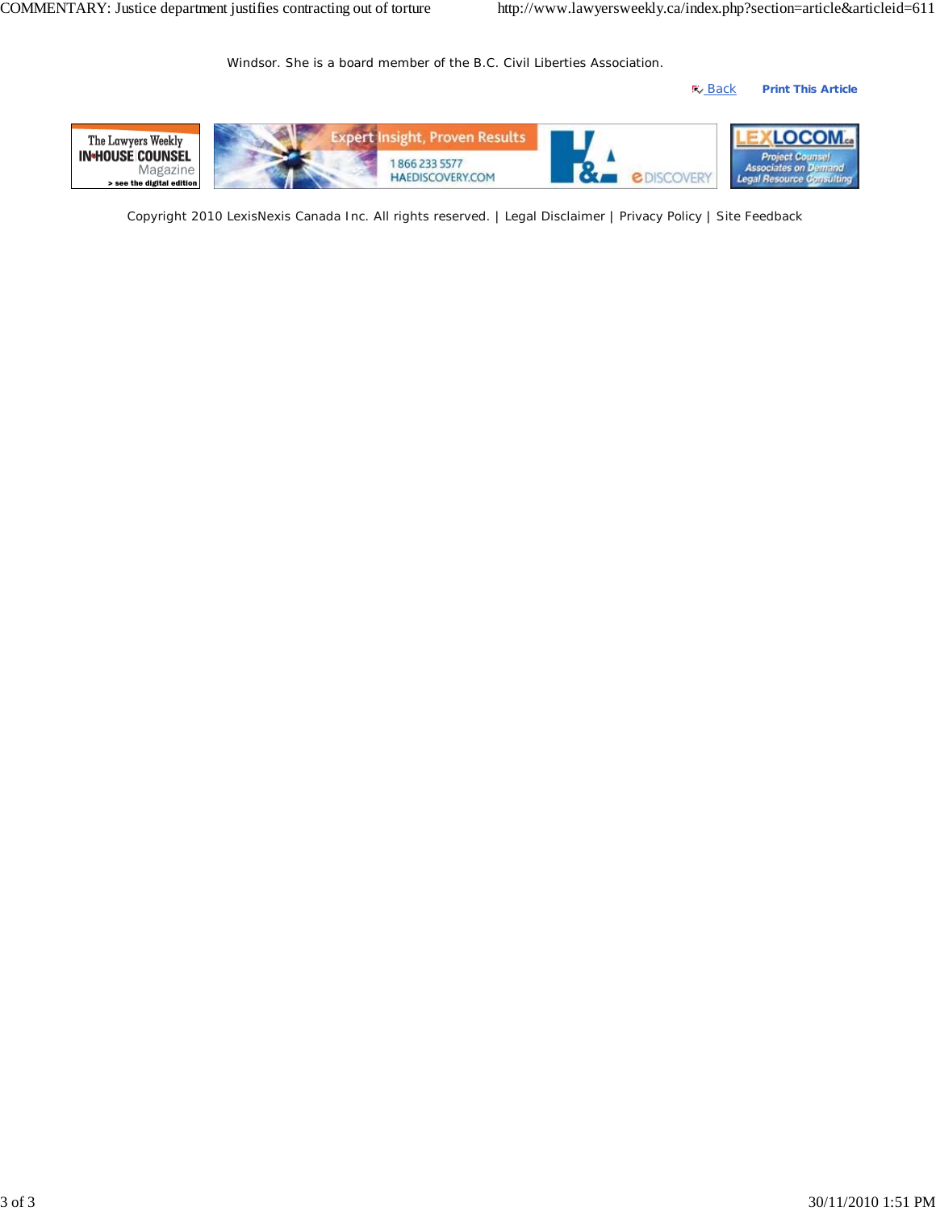Windsor. She is a board member of the B.C. Civil Liberties Association.

Back    **Print This Article**

Copyright 2010 LexisNexis Canada Inc. All rights reserved. | Legal Disclaimer | Privacy Policy | Site Feedback